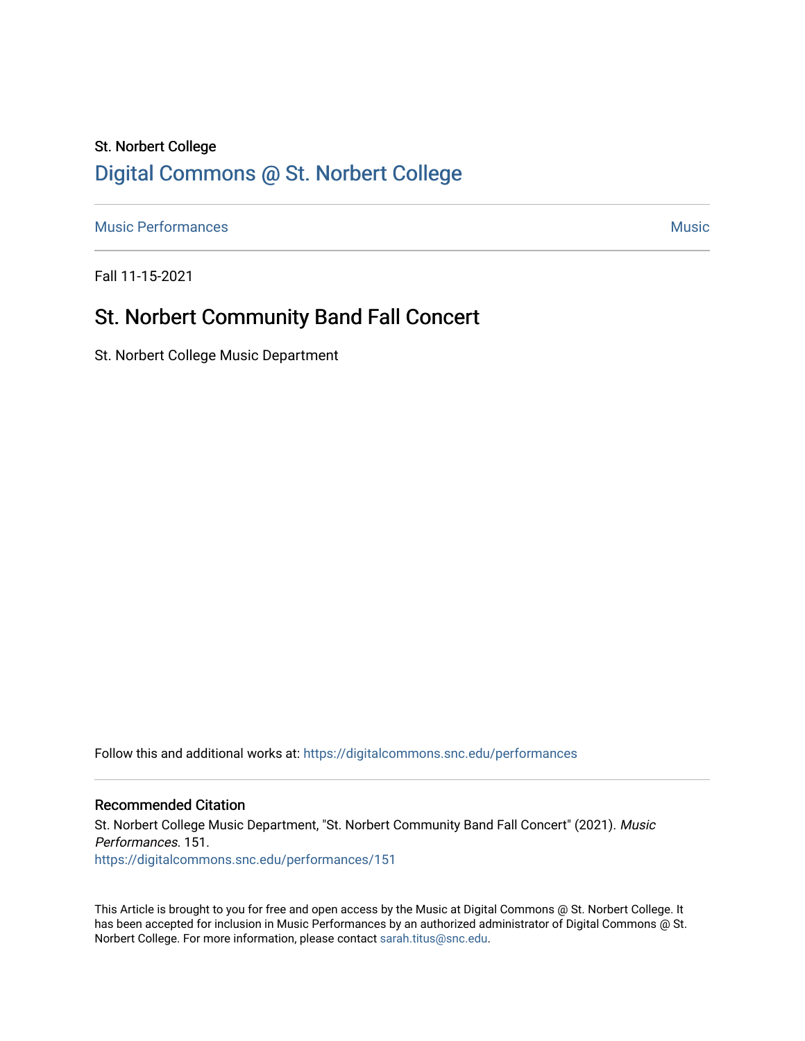St. Norbert College

# Digital Commons @ St. Norbert College

Music Performances | Music

Fall 11-15-2021

## St. Norbert Community Band Fall Concert

St. Norbert College Music Department

Follow this and additional works at: https://digitalcommons.snc.edu/performances

### Recommended Citation

St. Norbert College Music Department, "St. Norbert Community Band Fall Concert" (2021). *Music Performances*. 151.
https://digitalcommons.snc.edu/performances/151

This Article is brought to you for free and open access by the Music at Digital Commons @ St. Norbert College. It has been accepted for inclusion in Music Performances by an authorized administrator of Digital Commons @ St. Norbert College. For more information, please contact sarah.titus@snc.edu.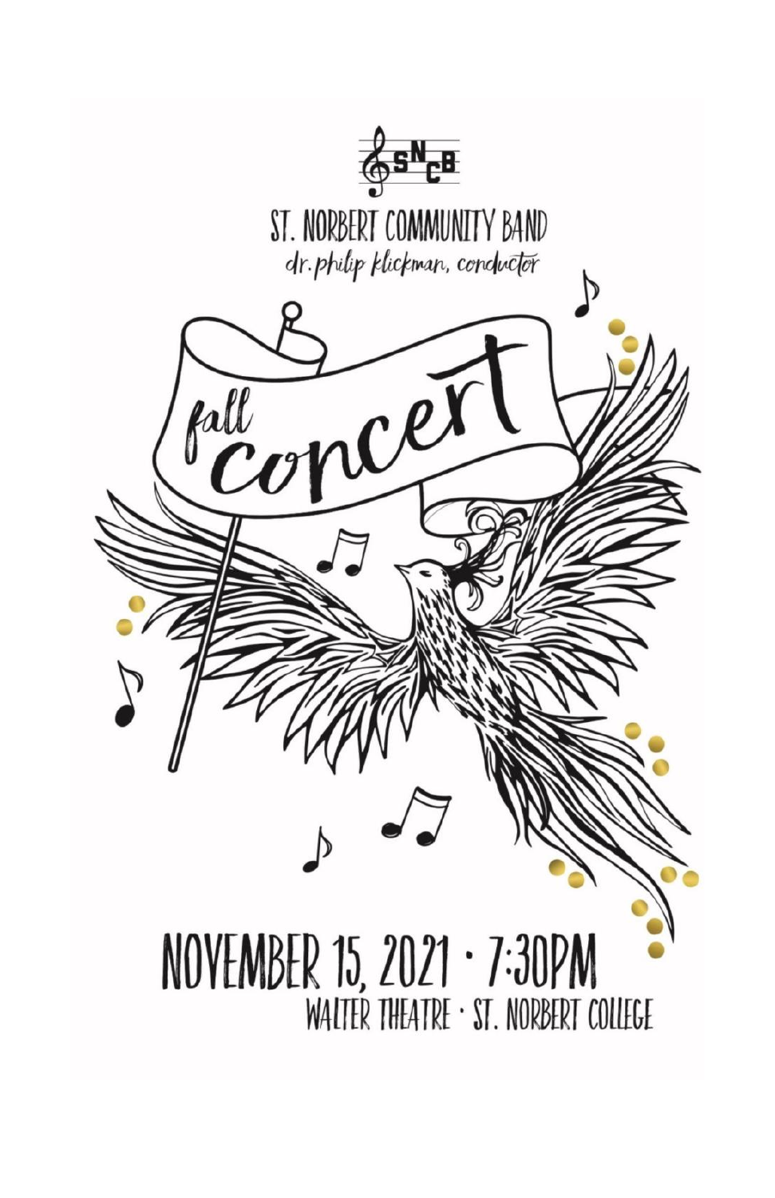SNCB

# ST. NORBERT COMMUNITY BAND

*dr. philip klickman, conductor*

## fall concert

# NOVEMBER 15, 2021 · 7:30PM

WALTER THEATRE · ST. NORBERT COLLEGE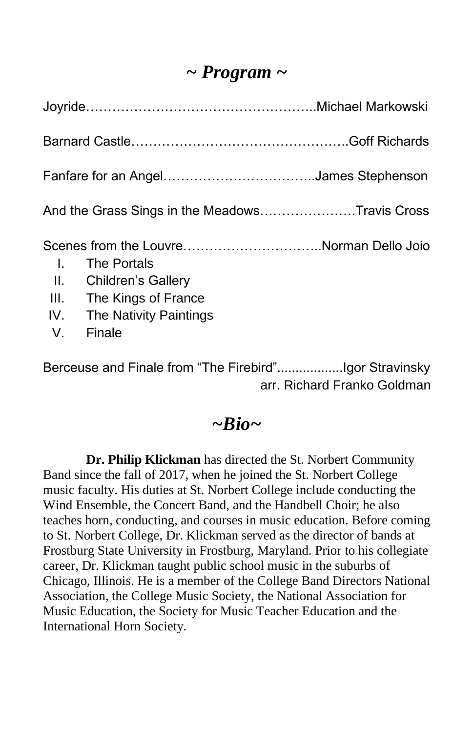## *~ Program ~*

Joyride……………………………………………..Michael Markowski

Barnard Castle…………………………………………..Goff Richards

Fanfare for an Angel……………………………..James Stephenson

And the Grass Sings in the Meadows………………….Travis Cross

Scenes from the Louvre…………………………..Norman Dello Joio

- I. The Portals
- II. Children's Gallery
- III. The Kings of France
- IV. The Nativity Paintings
- V. Finale

Berceuse and Finale from "The Firebird"..................Igor Stravinsky
arr. Richard Franko Goldman

## *~Bio~*

**Dr. Philip Klickman** has directed the St. Norbert Community Band since the fall of 2017, when he joined the St. Norbert College music faculty. His duties at St. Norbert College include conducting the Wind Ensemble, the Concert Band, and the Handbell Choir; he also teaches horn, conducting, and courses in music education. Before coming to St. Norbert College, Dr. Klickman served as the director of bands at Frostburg State University in Frostburg, Maryland. Prior to his collegiate career, Dr. Klickman taught public school music in the suburbs of Chicago, Illinois. He is a member of the College Band Directors National Association, the College Music Society, the National Association for Music Education, the Society for Music Teacher Education and the International Horn Society.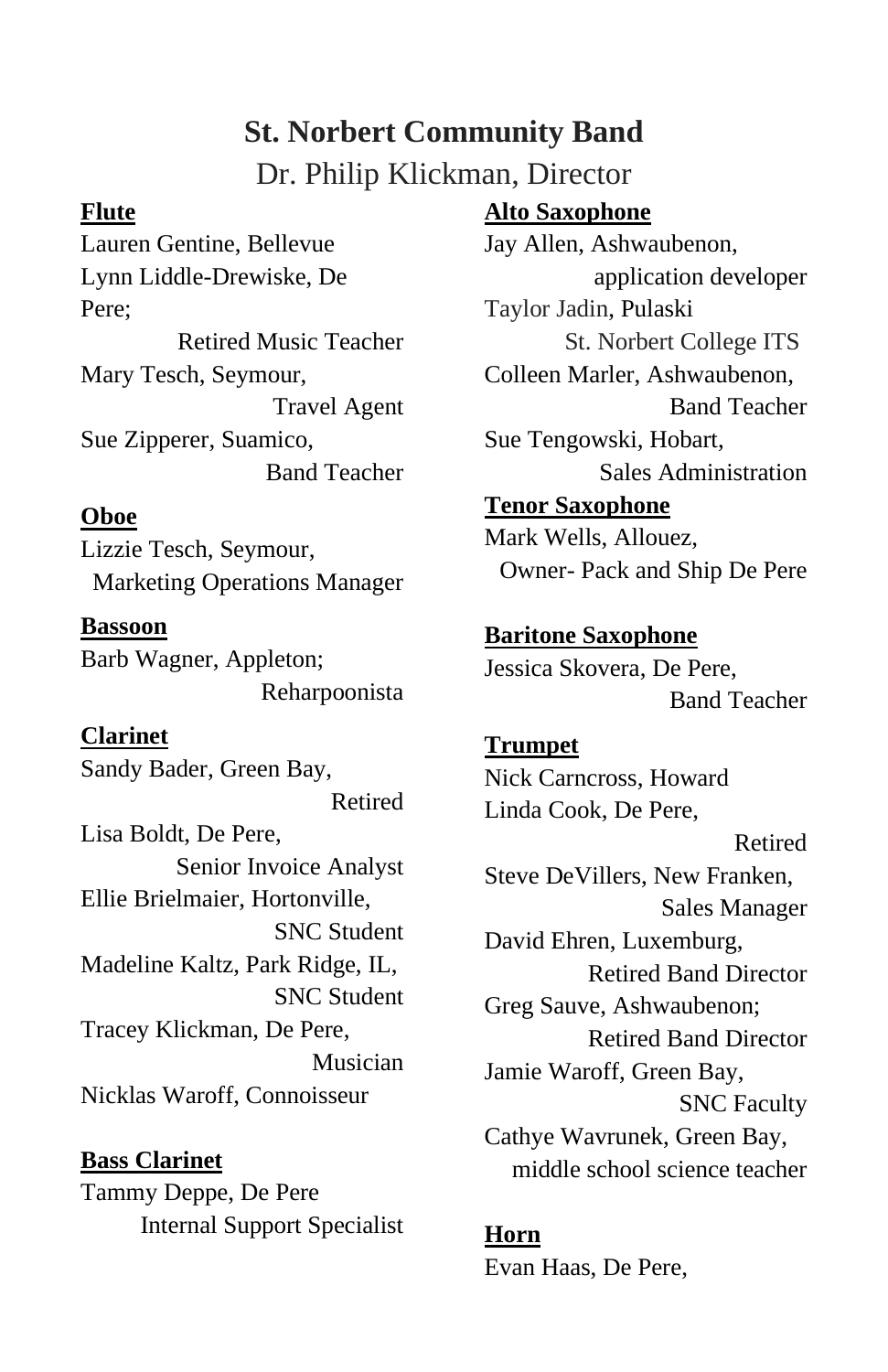# St. Norbert Community Band

Dr. Philip Klickman, Director

**Flute**

Lauren Gentine, Bellevue
Lynn Liddle-Drewiske, De Pere;
Retired Music Teacher
Mary Tesch, Seymour,
Travel Agent
Sue Zipperer, Suamico,
Band Teacher

**Oboe**

Lizzie Tesch, Seymour,
Marketing Operations Manager

**Bassoon**

Barb Wagner, Appleton;
Reharpoonista

**Clarinet**

Sandy Bader, Green Bay,
Retired
Lisa Boldt, De Pere,
Senior Invoice Analyst
Ellie Brielmaier, Hortonville,
SNC Student
Madeline Kaltz, Park Ridge, IL,
SNC Student
Tracey Klickman, De Pere,
Musician
Nicklas Waroff, Connoisseur

**Bass Clarinet**

Tammy Deppe, De Pere
Internal Support Specialist

**Alto Saxophone**

Jay Allen, Ashwaubenon,
application developer
Taylor Jadin, Pulaski
St. Norbert College ITS
Colleen Marler, Ashwaubenon,
Band Teacher
Sue Tengowski, Hobart,
Sales Administration

**Tenor Saxophone**

Mark Wells, Allouez,
Owner- Pack and Ship De Pere

**Baritone Saxophone**

Jessica Skovera, De Pere,
Band Teacher

**Trumpet**

Nick Carncross, Howard
Linda Cook, De Pere,
Retired
Steve DeVillers, New Franken,
Sales Manager
David Ehren, Luxemburg,
Retired Band Director
Greg Sauve, Ashwaubenon;
Retired Band Director
Jamie Waroff, Green Bay,
SNC Faculty
Cathye Wavrunek, Green Bay,
middle school science teacher

**Horn**

Evan Haas, De Pere,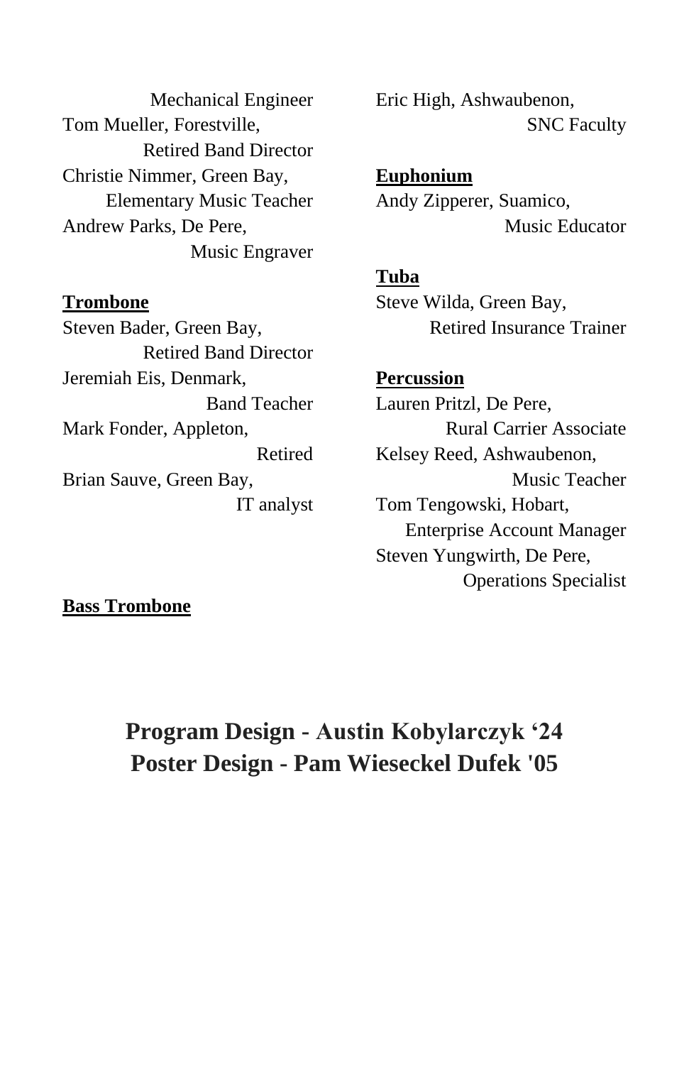Mechanical Engineer

Tom Mueller, Forestville,
Retired Band Director

Christie Nimmer, Green Bay,
Elementary Music Teacher

Andrew Parks, De Pere,
Music Engraver

**Trombone**

Steven Bader, Green Bay,
Retired Band Director

Jeremiah Eis, Denmark,
Band Teacher

Mark Fonder, Appleton,
Retired

Brian Sauve, Green Bay,
IT analyst

**Bass Trombone**

Eric High, Ashwaubenon,
SNC Faculty

**Euphonium**

Andy Zipperer, Suamico,
Music Educator

**Tuba**

Steve Wilda, Green Bay,
Retired Insurance Trainer

**Percussion**

Lauren Pritzl, De Pere,
Rural Carrier Associate

Kelsey Reed, Ashwaubenon,
Music Teacher

Tom Tengowski, Hobart,
Enterprise Account Manager

Steven Yungwirth, De Pere,
Operations Specialist

**Program Design - Austin Kobylarczyk '24**
**Poster Design - Pam Wieseckel Dufek '05**